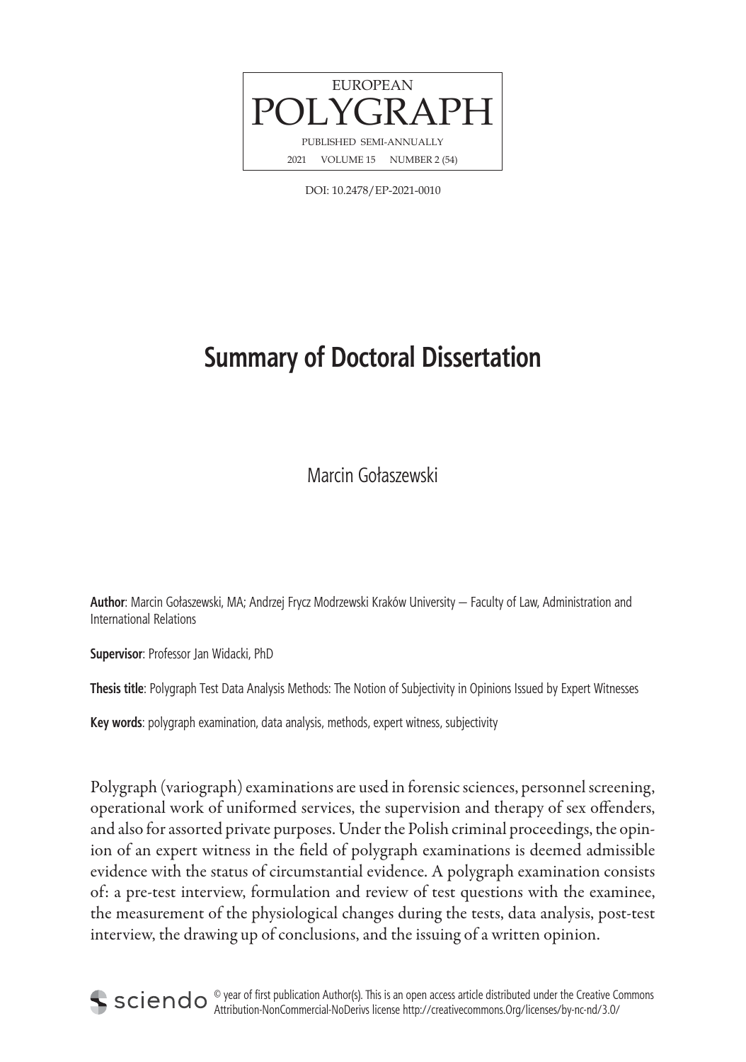# Summary of Doctoral Dissertation

Marcin Gołaszewski

**Author**: Marcin Gołaszewski, MA; Andrzej Frycz Modrzewski Kraków University – Faculty of Law, Administration and International Relations

**Supervisor**: Professor Jan Widacki, PhD

**Thesis title**: Polygraph Test Data Analysis Methods: The Notion of Subjectivity in Opinions Issued by Expert Witnesses

**Key words**: polygraph examination, data analysis, methods, expert witness, subjectivity

Polygraph (variograph) examinations are used in forensic sciences, personnel screening, operational work of uniformed services, the supervision and therapy of sex offenders, and also for assorted private purposes. Under the Polish criminal proceedings, the opinion of an expert witness in the field of polygraph examinations is deemed admissible evidence with the status of circumstantial evidence. A polygraph examination consists of: a pre-test interview, formulation and review of test questions with the examinee, the measurement of the physiological changes during the tests, data analysis, post-test interview, the drawing up of conclusions, and the issuing of a written opinion.

© year of first publication Author(s). This is an open access article distributed under the Creative Commons Attribution-NonCommercial-NoDerivs license http://creativecommons.Org/licenses/by-nc-nd/3.0/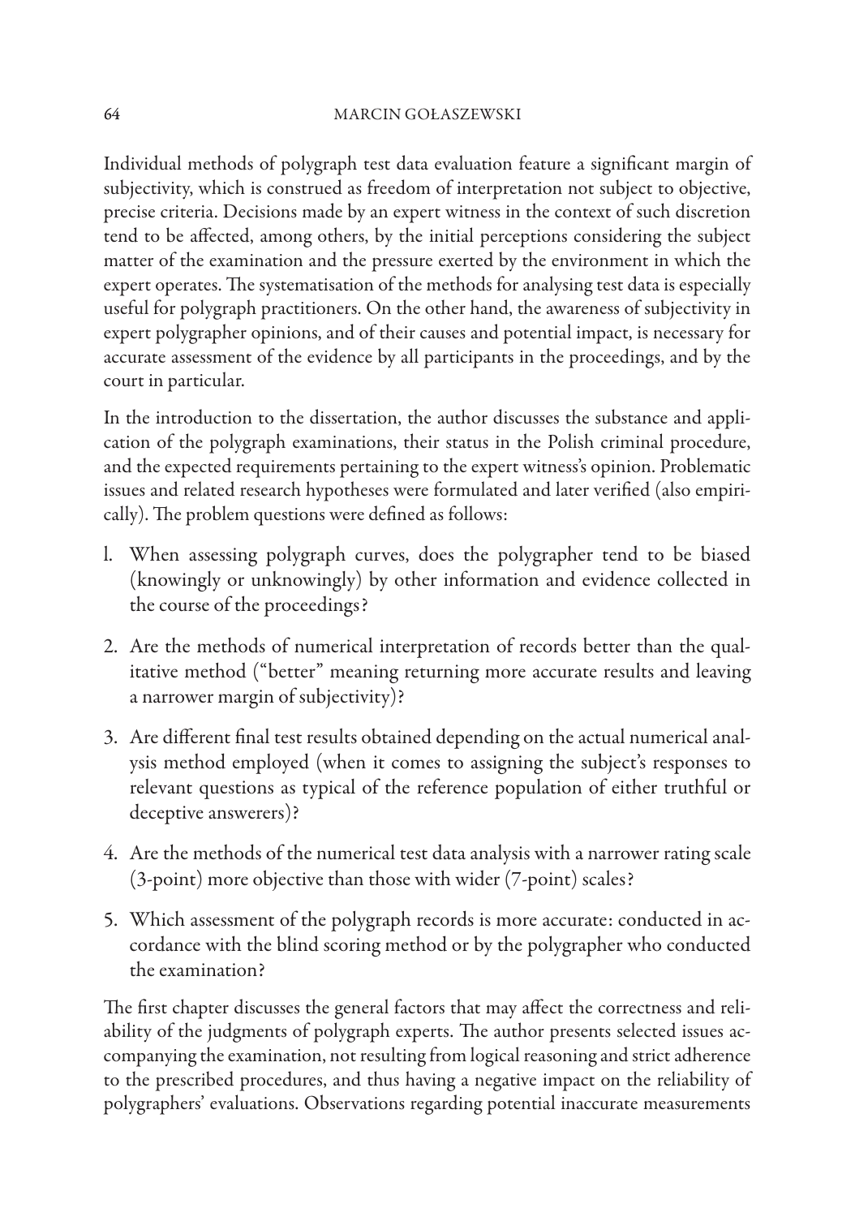Individual methods of polygraph test data evaluation feature a significant margin of subjectivity, which is construed as freedom of interpretation not subject to objective, precise criteria. Decisions made by an expert witness in the context of such discretion tend to be affected, among others, by the initial perceptions considering the subject matter of the examination and the pressure exerted by the environment in which the expert operates. The systematisation of the methods for analysing test data is especially useful for polygraph practitioners. On the other hand, the awareness of subjectivity in expert polygrapher opinions, and of their causes and potential impact, is necessary for accurate assessment of the evidence by all participants in the proceedings, and by the court in particular.

In the introduction to the dissertation, the author discusses the substance and application of the polygraph examinations, their status in the Polish criminal procedure, and the expected requirements pertaining to the expert witness's opinion. Problematic issues and related research hypotheses were formulated and later verified (also empirically). The problem questions were defined as follows:

1. When assessing polygraph curves, does the polygrapher tend to be biased (knowingly or unknowingly) by other information and evidence collected in the course of the proceedings?
2. Are the methods of numerical interpretation of records better than the qualitative method ("better" meaning returning more accurate results and leaving a narrower margin of subjectivity)?
3. Are different final test results obtained depending on the actual numerical analysis method employed (when it comes to assigning the subject's responses to relevant questions as typical of the reference population of either truthful or deceptive answerers)?
4. Are the methods of the numerical test data analysis with a narrower rating scale (3-point) more objective than those with wider (7-point) scales?
5. Which assessment of the polygraph records is more accurate: conducted in accordance with the blind scoring method or by the polygrapher who conducted the examination?

The first chapter discusses the general factors that may affect the correctness and reliability of the judgments of polygraph experts. The author presents selected issues accompanying the examination, not resulting from logical reasoning and strict adherence to the prescribed procedures, and thus having a negative impact on the reliability of polygraphers' evaluations. Observations regarding potential inaccurate measurements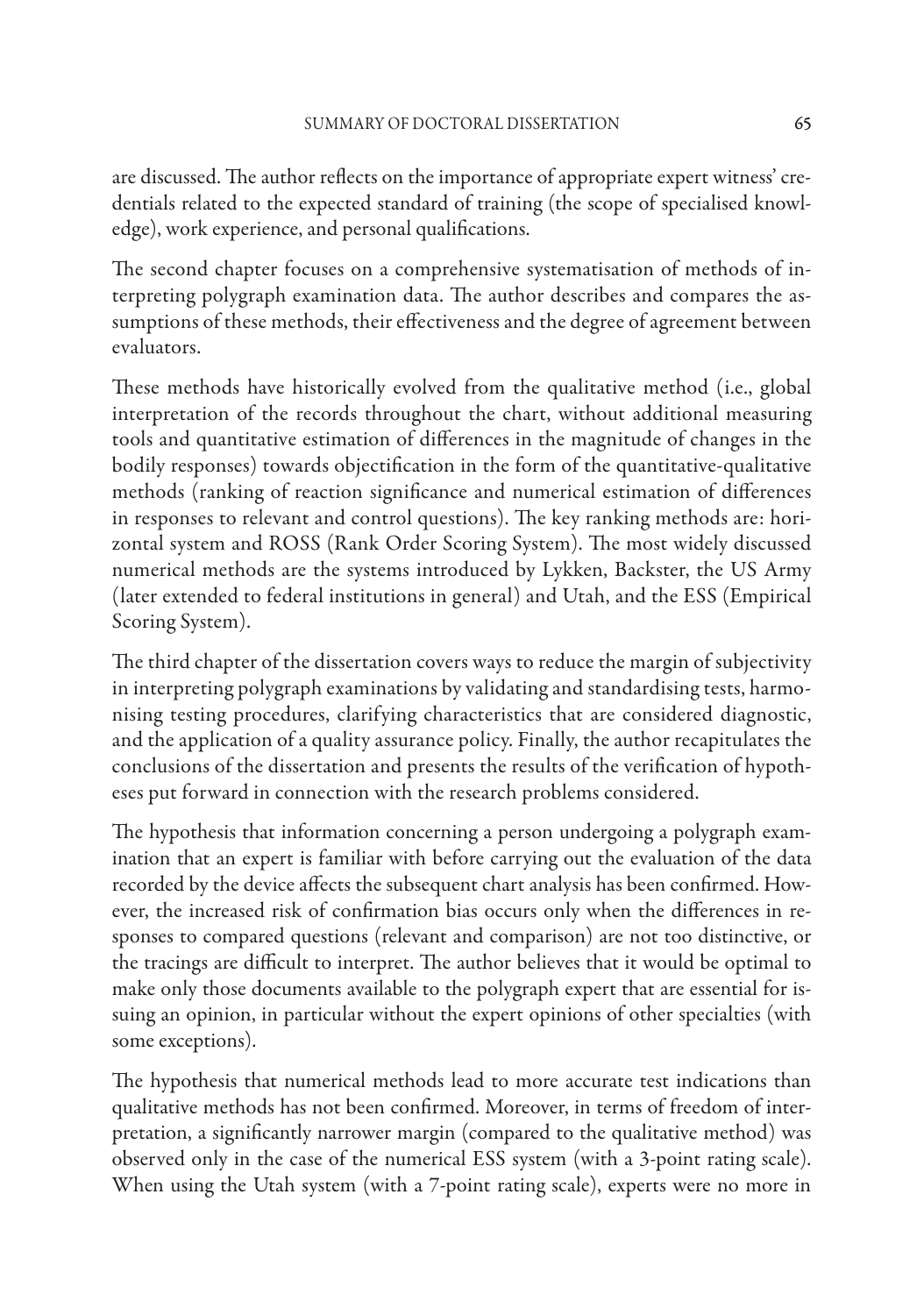are discussed. The author reflects on the importance of appropriate expert witness' credentials related to the expected standard of training (the scope of specialised knowledge), work experience, and personal qualifications.

The second chapter focuses on a comprehensive systematisation of methods of interpreting polygraph examination data. The author describes and compares the assumptions of these methods, their effectiveness and the degree of agreement between evaluators.

These methods have historically evolved from the qualitative method (i.e., global interpretation of the records throughout the chart, without additional measuring tools and quantitative estimation of differences in the magnitude of changes in the bodily responses) towards objectification in the form of the quantitative-qualitative methods (ranking of reaction significance and numerical estimation of differences in responses to relevant and control questions). The key ranking methods are: horizontal system and ROSS (Rank Order Scoring System). The most widely discussed numerical methods are the systems introduced by Lykken, Backster, the US Army (later extended to federal institutions in general) and Utah, and the ESS (Empirical Scoring System).

The third chapter of the dissertation covers ways to reduce the margin of subjectivity in interpreting polygraph examinations by validating and standardising tests, harmonising testing procedures, clarifying characteristics that are considered diagnostic, and the application of a quality assurance policy. Finally, the author recapitulates the conclusions of the dissertation and presents the results of the verification of hypotheses put forward in connection with the research problems considered.

The hypothesis that information concerning a person undergoing a polygraph examination that an expert is familiar with before carrying out the evaluation of the data recorded by the device affects the subsequent chart analysis has been confirmed. However, the increased risk of confirmation bias occurs only when the differences in responses to compared questions (relevant and comparison) are not too distinctive, or the tracings are difficult to interpret. The author believes that it would be optimal to make only those documents available to the polygraph expert that are essential for issuing an opinion, in particular without the expert opinions of other specialties (with some exceptions).

The hypothesis that numerical methods lead to more accurate test indications than qualitative methods has not been confirmed. Moreover, in terms of freedom of interpretation, a significantly narrower margin (compared to the qualitative method) was observed only in the case of the numerical ESS system (with a 3-point rating scale). When using the Utah system (with a 7-point rating scale), experts were no more in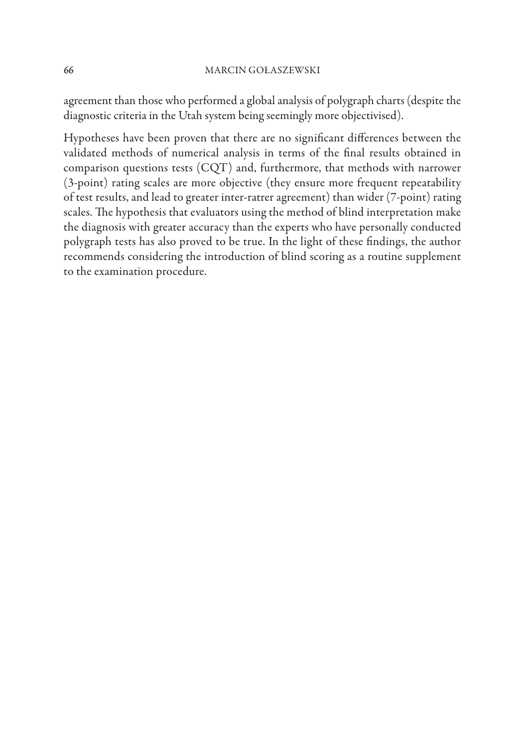agreement than those who performed a global analysis of polygraph charts (despite the diagnostic criteria in the Utah system being seemingly more objectivised).

Hypotheses have been proven that there are no significant differences between the validated methods of numerical analysis in terms of the final results obtained in comparison questions tests (CQT) and, furthermore, that methods with narrower (3-point) rating scales are more objective (they ensure more frequent repeatability of test results, and lead to greater inter-ratrer agreement) than wider (7-point) rating scales. The hypothesis that evaluators using the method of blind interpretation make the diagnosis with greater accuracy than the experts who have personally conducted polygraph tests has also proved to be true. In the light of these findings, the author recommends considering the introduction of blind scoring as a routine supplement to the examination procedure.